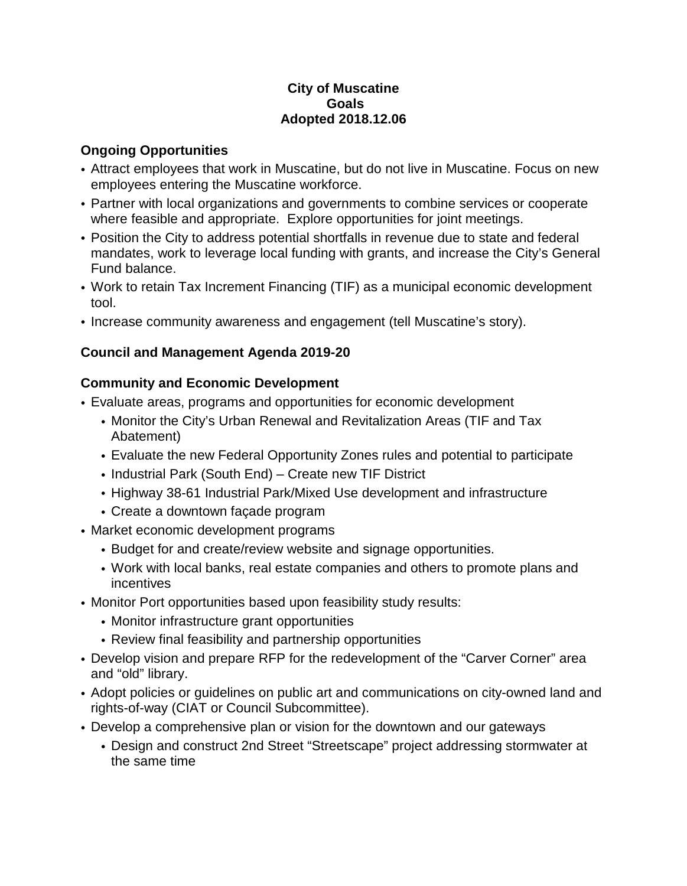**City of Muscatine**
**Goals**
**Adopted 2018.12.06**

## Ongoing Opportunities

- Attract employees that work in Muscatine, but do not live in Muscatine. Focus on new employees entering the Muscatine workforce.
- Partner with local organizations and governments to combine services or cooperate where feasible and appropriate. Explore opportunities for joint meetings.
- Position the City to address potential shortfalls in revenue due to state and federal mandates, work to leverage local funding with grants, and increase the City's General Fund balance.
- Work to retain Tax Increment Financing (TIF) as a municipal economic development tool.
- Increase community awareness and engagement (tell Muscatine's story).

## Council and Management Agenda 2019-20

## Community and Economic Development

- Evaluate areas, programs and opportunities for economic development
  - Monitor the City's Urban Renewal and Revitalization Areas (TIF and Tax Abatement)
  - Evaluate the new Federal Opportunity Zones rules and potential to participate
  - Industrial Park (South End) – Create new TIF District
  - Highway 38-61 Industrial Park/Mixed Use development and infrastructure
  - Create a downtown façade program
- Market economic development programs
  - Budget for and create/review website and signage opportunities.
  - Work with local banks, real estate companies and others to promote plans and incentives
- Monitor Port opportunities based upon feasibility study results:
  - Monitor infrastructure grant opportunities
  - Review final feasibility and partnership opportunities
- Develop vision and prepare RFP for the redevelopment of the "Carver Corner" area and "old" library.
- Adopt policies or guidelines on public art and communications on city-owned land and rights-of-way (CIAT or Council Subcommittee).
- Develop a comprehensive plan or vision for the downtown and our gateways
  - Design and construct 2nd Street "Streetscape" project addressing stormwater at the same time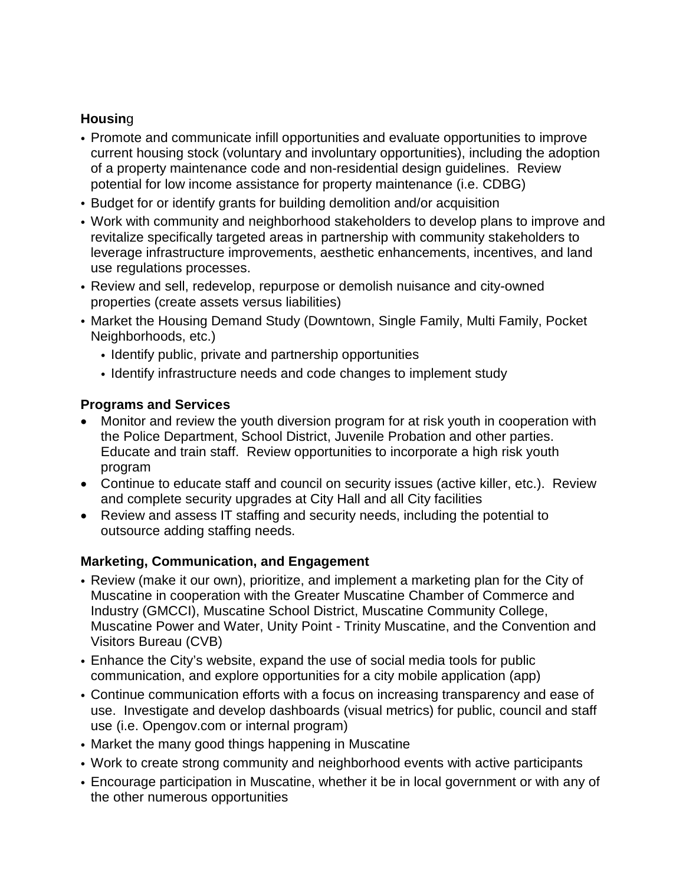**Housing**

- Promote and communicate infill opportunities and evaluate opportunities to improve current housing stock (voluntary and involuntary opportunities), including the adoption of a property maintenance code and non-residential design guidelines. Review potential for low income assistance for property maintenance (i.e. CDBG)
- Budget for or identify grants for building demolition and/or acquisition
- Work with community and neighborhood stakeholders to develop plans to improve and revitalize specifically targeted areas in partnership with community stakeholders to leverage infrastructure improvements, aesthetic enhancements, incentives, and land use regulations processes.
- Review and sell, redevelop, repurpose or demolish nuisance and city-owned properties (create assets versus liabilities)
- Market the Housing Demand Study (Downtown, Single Family, Multi Family, Pocket Neighborhoods, etc.)
  - Identify public, private and partnership opportunities
  - Identify infrastructure needs and code changes to implement study

**Programs and Services**

- Monitor and review the youth diversion program for at risk youth in cooperation with the Police Department, School District, Juvenile Probation and other parties. Educate and train staff. Review opportunities to incorporate a high risk youth program
- Continue to educate staff and council on security issues (active killer, etc.). Review and complete security upgrades at City Hall and all City facilities
- Review and assess IT staffing and security needs, including the potential to outsource adding staffing needs.

**Marketing, Communication, and Engagement**

- Review (make it our own), prioritize, and implement a marketing plan for the City of Muscatine in cooperation with the Greater Muscatine Chamber of Commerce and Industry (GMCCI), Muscatine School District, Muscatine Community College, Muscatine Power and Water, Unity Point - Trinity Muscatine, and the Convention and Visitors Bureau (CVB)
- Enhance the City's website, expand the use of social media tools for public communication, and explore opportunities for a city mobile application (app)
- Continue communication efforts with a focus on increasing transparency and ease of use. Investigate and develop dashboards (visual metrics) for public, council and staff use (i.e. Opengov.com or internal program)
- Market the many good things happening in Muscatine
- Work to create strong community and neighborhood events with active participants
- Encourage participation in Muscatine, whether it be in local government or with any of the other numerous opportunities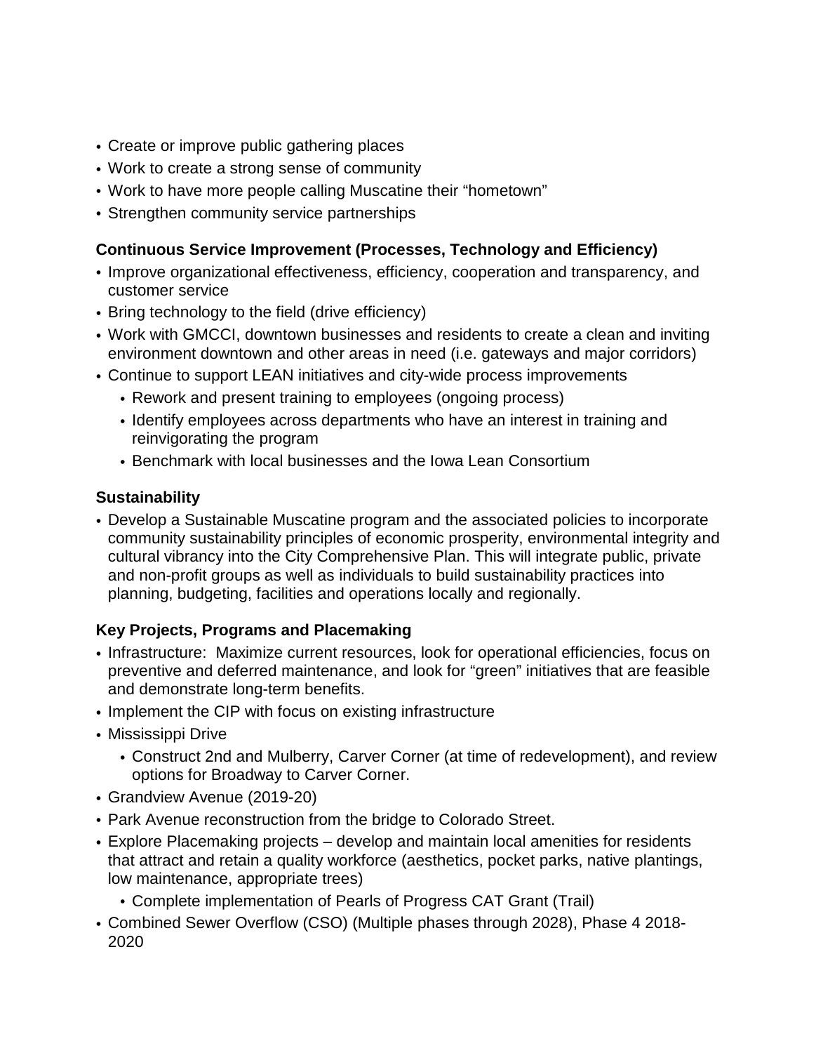- Create or improve public gathering places
- Work to create a strong sense of community
- Work to have more people calling Muscatine their "hometown"
- Strengthen community service partnerships

**Continuous Service Improvement (Processes, Technology and Efficiency)**

- Improve organizational effectiveness, efficiency, cooperation and transparency, and customer service
- Bring technology to the field (drive efficiency)
- Work with GMCCI, downtown businesses and residents to create a clean and inviting environment downtown and other areas in need (i.e. gateways and major corridors)
- Continue to support LEAN initiatives and city-wide process improvements
  - Rework and present training to employees (ongoing process)
  - Identify employees across departments who have an interest in training and reinvigorating the program
  - Benchmark with local businesses and the Iowa Lean Consortium

**Sustainability**

- Develop a Sustainable Muscatine program and the associated policies to incorporate community sustainability principles of economic prosperity, environmental integrity and cultural vibrancy into the City Comprehensive Plan. This will integrate public, private and non-profit groups as well as individuals to build sustainability practices into planning, budgeting, facilities and operations locally and regionally.

**Key Projects, Programs and Placemaking**

- Infrastructure: Maximize current resources, look for operational efficiencies, focus on preventive and deferred maintenance, and look for "green" initiatives that are feasible and demonstrate long-term benefits.
- Implement the CIP with focus on existing infrastructure
- Mississippi Drive
  - Construct 2nd and Mulberry, Carver Corner (at time of redevelopment), and review options for Broadway to Carver Corner.
- Grandview Avenue (2019-20)
- Park Avenue reconstruction from the bridge to Colorado Street.
- Explore Placemaking projects – develop and maintain local amenities for residents that attract and retain a quality workforce (aesthetics, pocket parks, native plantings, low maintenance, appropriate trees)
  - Complete implementation of Pearls of Progress CAT Grant (Trail)
- Combined Sewer Overflow (CSO) (Multiple phases through 2028), Phase 4 2018-2020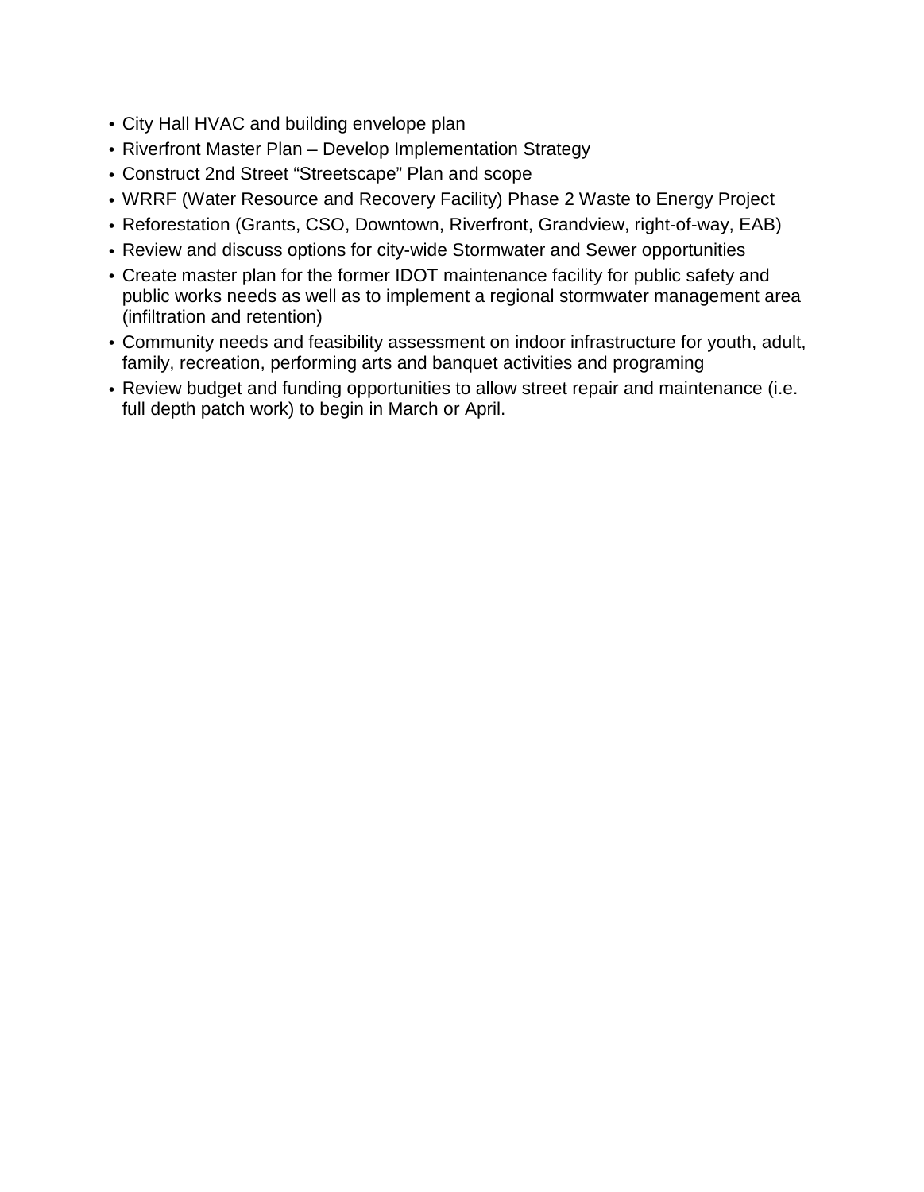- City Hall HVAC and building envelope plan
- Riverfront Master Plan – Develop Implementation Strategy
- Construct 2nd Street "Streetscape" Plan and scope
- WRRF (Water Resource and Recovery Facility) Phase 2 Waste to Energy Project
- Reforestation (Grants, CSO, Downtown, Riverfront, Grandview, right-of-way, EAB)
- Review and discuss options for city-wide Stormwater and Sewer opportunities
- Create master plan for the former IDOT maintenance facility for public safety and public works needs as well as to implement a regional stormwater management area (infiltration and retention)
- Community needs and feasibility assessment on indoor infrastructure for youth, adult, family, recreation, performing arts and banquet activities and programing
- Review budget and funding opportunities to allow street repair and maintenance (i.e. full depth patch work) to begin in March or April.